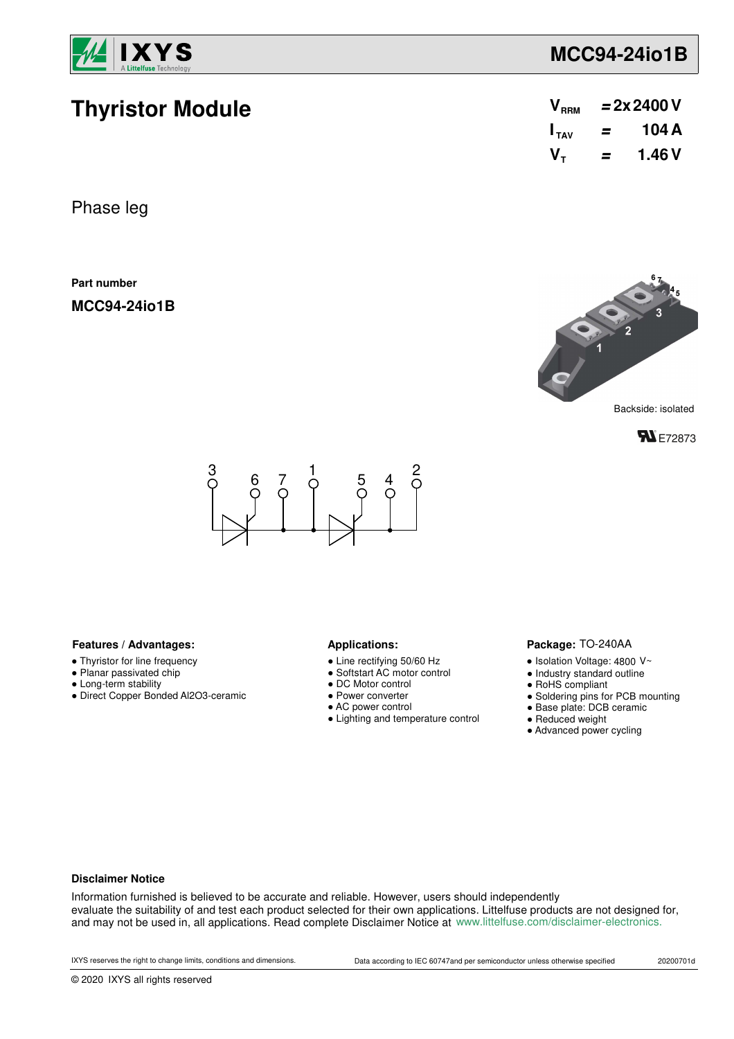# MCC94-24io1B

## Thyristor Module

$V_{RRM}$ = 2x 2400 V
$I_{TAV}$ = 104 A
$V_T$ = 1.46 V

Phase leg

**Part number**

**MCC94-24io1B**

Backside: isolated

E72873

### Features / Advantages:

- Thyristor for line frequency
- Planar passivated chip
- Long-term stability
- Direct Copper Bonded Al2O3-ceramic

### Applications:

- Line rectifying 50/60 Hz
- Softstart AC motor control
- DC Motor control
- Power converter
- AC power control
- Lighting and temperature control

### Package: TO-240AA

- Isolation Voltage: 4800 V~
- Industry standard outline
- RoHS compliant
- Soldering pins for PCB mounting
- Base plate: DCB ceramic
- Reduced weight
- Advanced power cycling

### Disclaimer Notice

Information furnished is believed to be accurate and reliable. However, users should independently evaluate the suitability of and test each product selected for their own applications. Littelfuse products are not designed for, and may not be used in, all applications. Read complete Disclaimer Notice at www.littelfuse.com/disclaimer-electronics.

IXYS reserves the right to change limits, conditions and dimensions. Data according to IEC 60747and per semiconductor unless otherwise specified 20200701d

© 2020 IXYS all rights reserved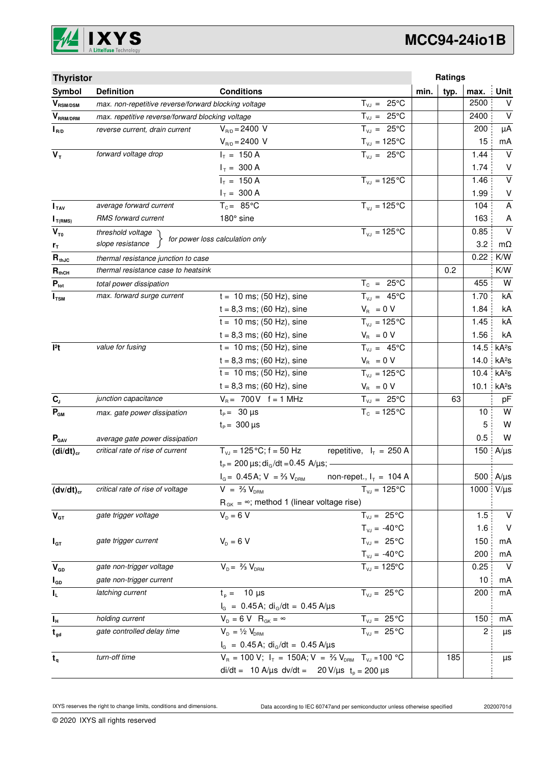## Thyristor

| Symbol | Definition | Conditions | | min. | typ. | max. | Unit |
|---|---|---|---|---|---|---|---|
| $V_{RSM/DSM}$ | *max. non-repetitive reverse/forward blocking voltage* | | $T_{VJ}$ = 25°C | | | 2500 | V |
| $V_{RRM/DRM}$ | *max. repetitive reverse/forward blocking voltage* | | $T_{VJ}$ = 25°C | | | 2400 | V |
| $I_{R/D}$ | *reverse current, drain current* | $V_{R/D}$ = 2400 V | $T_{VJ}$ = 25°C | | | 200 | µA |
| | | $V_{R/D}$ = 2400 V | $T_{VJ}$ = 125°C | | | 15 | mA |
| $V_T$ | *forward voltage drop* | $I_T$ = 150 A | $T_{VJ}$ = 25°C | | | 1.44 | V |
| | | $I_T$ = 300 A | | | | 1.74 | V |
| | | $I_T$ = 150 A | $T_{VJ}$ = 125°C | | | 1.46 | V |
| | | $I_T$ = 300 A | | | | 1.99 | V |
| $I_{TAV}$ | *average forward current* | $T_C$ = 85°C | $T_{VJ}$ = 125°C | | | 104 | A |
| $I_{T(RMS)}$ | *RMS forward current* | 180° sine | | | | 163 | A |
| $V_{T0}$ | *threshold voltage* | *for power loss calculation only* | $T_{VJ}$ = 125°C | | | 0.85 | V |
| $r_T$ | *slope resistance* | | | | | 3.2 | mΩ |
| $R_{thJC}$ | *thermal resistance junction to case* | | | | | 0.22 | K/W |
| $R_{thCH}$ | *thermal resistance case to heatsink* | | | | 0.2 | | K/W |
| $P_{tot}$ | *total power dissipation* | | $T_C$ = 25°C | | | 455 | W |
| $I_{TSM}$ | *max. forward surge current* | t = 10 ms; (50 Hz), sine | $T_{VJ}$ = 45°C | | | 1.70 | kA |
| | | t = 8,3 ms; (60 Hz), sine | $V_R$ = 0 V | | | 1.84 | kA |
| | | t = 10 ms; (50 Hz), sine | $T_{VJ}$ = 125°C | | | 1.45 | kA |
| | | t = 8,3 ms; (60 Hz), sine | $V_R$ = 0 V | | | 1.56 | kA |
| $I^2t$ | *value for fusing* | t = 10 ms; (50 Hz), sine | $T_{VJ}$ = 45°C | | | 14.5 | kA²s |
| | | t = 8,3 ms; (60 Hz), sine | $V_R$ = 0 V | | | 14.0 | kA²s |
| | | t = 10 ms; (50 Hz), sine | $T_{VJ}$ = 125°C | | | 10.4 | kA²s |
| | | t = 8,3 ms; (60 Hz), sine | $V_R$ = 0 V | | | 10.1 | kA²s |
| $C_J$ | *junction capacitance* | $V_R$ = 700 V f = 1 MHz | $T_{VJ}$ = 25°C | | 63 | | pF |
| $P_{GM}$ | *max. gate power dissipation* | $t_P$ = 30 µs | $T_C$ = 125°C | | | 10 | W |
| | | $t_P$ = 300 µs | | | | 5 | W |
| $P_{GAV}$ | *average gate power dissipation* | | | | | 0.5 | W |
| $(di/dt)_{cr}$ | *critical rate of rise of current* | $T_{VJ}$ = 125°C; f = 50 Hz | repetitive, $I_T$ = 250 A | | | 150 | A/µs |
| | | $t_P$ = 200 µs; $di_G/dt$ = 0.45 A/µs; | | | | | |
| | | $I_G$ = 0.45 A; V = ⅔ $V_{DRM}$ | non-repet., $I_T$ = 104 A | | | 500 | A/µs |
| $(dv/dt)_{cr}$ | *critical rate of rise of voltage* | V = ⅔ $V_{DRM}$ | $T_{VJ}$ = 125°C | | | 1000 | V/µs |
| | | $R_{GK}$ = ∞; method 1 (linear voltage rise) | | | | | |
| $V_{GT}$ | *gate trigger voltage* | $V_D$ = 6 V | $T_{VJ}$ = 25°C | | | 1.5 | V |
| | | | $T_{VJ}$ = -40°C | | | 1.6 | V |
| $I_{GT}$ | *gate trigger current* | $V_D$ = 6 V | $T_{VJ}$ = 25°C | | | 150 | mA |
| | | | $T_{VJ}$ = -40°C | | | 200 | mA |
| $V_{GD}$ | *gate non-trigger voltage* | $V_D$ = ⅔ $V_{DRM}$ | $T_{VJ}$ = 125°C | | | 0.25 | V |
| $I_{GD}$ | *gate non-trigger current* | | | | | 10 | mA |
| $I_L$ | *latching current* | $t_p$ = 10 µs | $T_{VJ}$ = 25°C | | | 200 | mA |
| | | $I_G$ = 0.45 A; $di_G/dt$ = 0.45 A/µs | | | | | |
| $I_H$ | *holding current* | $V_D$ = 6 V $R_{GK}$ = ∞ | $T_{VJ}$ = 25°C | | | 150 | mA |
| $t_{gd}$ | *gate controlled delay time* | $V_D$ = ½ $V_{DRM}$ | $T_{VJ}$ = 25°C | | | 2 | µs |
| | | $I_G$ = 0.45 A; $di_G/dt$ = 0.45 A/µs | | | | | |
| $t_q$ | *turn-off time* | $V_R$ = 100 V; $I_T$ = 150A; V = ⅔ $V_{DRM}$ | $T_{VJ}$ = 100 °C | | 185 | | µs |
| | | di/dt = 10 A/µs dv/dt = 20 V/µs | $t_p$ = 200 µs | | | | |

IXYS reserves the right to change limits, conditions and dimensions. Data according to IEC 60747and per semiconductor unless otherwise specified 20200701d

© 2020 IXYS all rights reserved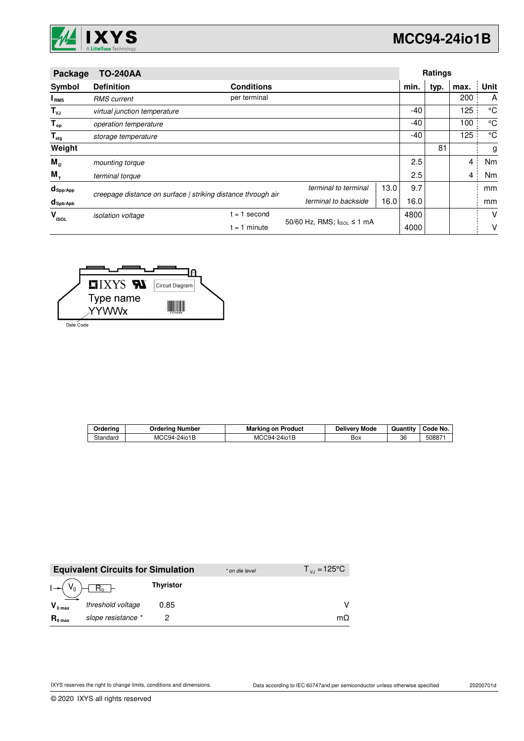# MCC94-24io1B

| Package | TO-240AA | | | | Ratings | | | |
|---|---|---|---|---|---|---|---|---|
| **Symbol** | **Definition** | **Conditions** | | | **min.** | **typ.** | **max.** | **Unit** |
| $I_{RMS}$ | *RMS current* | per terminal | | | | | 200 | A |
| $T_{VJ}$ | *virtual junction temperature* | | | | -40 | | 125 | °C |
| $T_{op}$ | *operation temperature* | | | | -40 | | 100 | °C |
| $T_{stg}$ | *storage temperature* | | | | -40 | | 125 | °C |
| **Weight** | | | | | | 81 | | g |
| $M_D$ | *mounting torque* | | | | 2.5 | | 4 | Nm |
| $M_T$ | *terminal torque* | | | | 2.5 | | 4 | Nm |
| $d_{Spp/App}$ | *creepage distance on surface \| striking distance through air* | | *terminal to terminal* | 13.0 | 9.7 | | | mm |
| $d_{Spb/Apb}$ | | | *terminal to backside* | 16.0 | 16.0 | | | mm |
| $V_{ISOL}$ | *isolation voltage* | t = 1 second | 50/60 Hz, RMS; $I_{ISOL}$ ≤ 1 mA | | 4800 | | | V |
| | | t = 1 minute | | | 4000 | | | V |

IXYS | Type name | YYWWx | Circuit Diagram | Date Code

| Ordering | Ordering Number | Marking on Product | Delivery Mode | Quantity | Code No. |
|---|---|---|---|---|---|
| Standard | MCC94-24io1B | MCC94-24io1B | Box | 36 | 508871 |

| Equivalent Circuits for Simulation | | *\* on die level* | $T_{VJ} = 125°C$ |
|---|---|---|---|
| | | **Thyristor** | |
| $V_{0\,max}$ | *threshold voltage* | 0.85 | V |
| $R_{0\,max}$ | *slope resistance \** | 2 | mΩ |

IXYS reserves the right to change limits, conditions and dimensions.

Data according to IEC 60747and per semiconductor unless otherwise specified

20200701d

© 2020 IXYS all rights reserved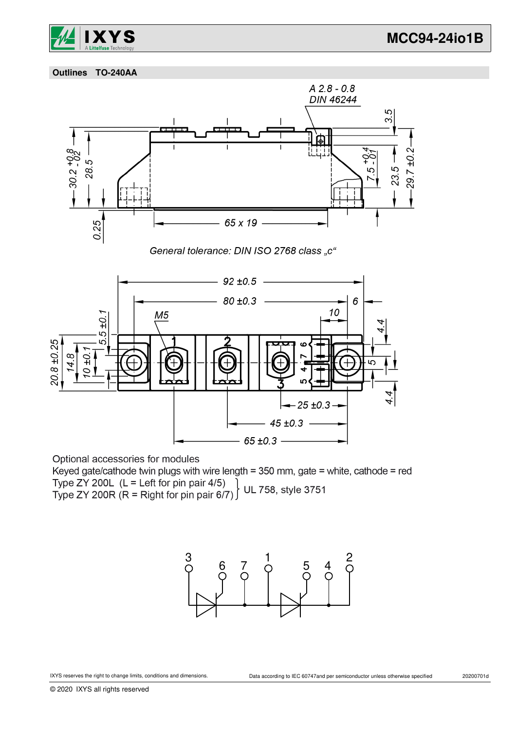## Outlines TO-240AA

General tolerance: DIN ISO 2768 class „c“

Optional accessories for modules

Keyed gate/cathode twin plugs with wire length = 350 mm, gate = white, cathode = red

Type ZY 200L (L = Left for pin pair 4/5)
Type ZY 200R (R = Right for pin pair 6/7)
UL 758, style 3751

IXYS reserves the right to change limits, conditions and dimensions.

Data according to IEC 60747and per semiconductor unless otherwise specified

20200701d

© 2020 IXYS all rights reserved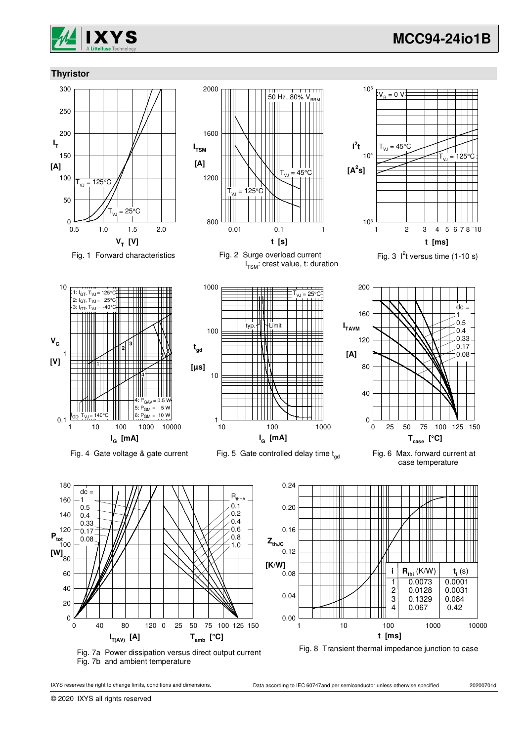## Thyristor

$I_T$ [A]

300, 250, 200, 150, 100, 50, 0

$T_{VJ}$ = 125°C

$T_{VJ}$ = 25°C

0.5, 1.0, 1.5, 2.0

$V_T$ [V]

Fig. 1 Forward characteristics

$I_{TSM}$ [A]

2000, 1600, 1200, 800

50 Hz, 80% $V_{RRM}$

$T_{VJ}$ = 45°C

$T_{VJ}$ = 125°C

0.01, 0.1, 1

t [s]

Fig. 2 Surge overload current
$I_{TSM}$: crest value, t: duration

$I^2t$ [$A^2s$]

$10^5$, $10^4$, $10^3$

$V_R$ = 0 V

$T_{VJ}$ = 45°C

$T_{VJ}$ = 125°C

1, 2, 3, 4, 5, 6, 7, 8, 10

t [ms]

Fig. 3 $I^2t$ versus time (1-10 s)

$V_G$ [V]

10, 1, 0.1

1: $I_{GT}$, $T_{VJ}$ = 125°C
2: $I_{GT}$, $T_{VJ}$ = 25°C
3: $I_{GT}$, $T_{VJ}$ = -40°C

4: $P_{GAV}$ = 0.5 W
5: $P_{GM}$ = 5 W
6: $P_{GM}$ = 10 W

$I_{GD}$, $T_{VJ}$ = 140°C

1, 10, 100, 1000, 10000

$I_G$ [mA]

Fig. 4 Gate voltage & gate current

$t_{gd}$ [µs]

1000, 100, 10, 1

$T_{VJ}$ = 25°C

typ.

Limit

10, 100, 1000

$I_G$ [mA]

Fig. 5 Gate controlled delay time $t_{gd}$

$I_{TAVM}$ [A]

200, 160, 120, 80, 40, 0

dc =
1
0.5
0.4
0.33
0.17
0.08

0, 25, 50, 75, 100, 125, 150

$T_{case}$ [°C]

Fig. 6 Max. forward current at case temperature

$P_{tot}$ [W]

180, 160, 140, 120, 100, 80, 60, 40, 20, 0

dc =
1
0.5
0.4
0.33
0.17
0.08

$R_{thHA}$
0.1
0.2
0.4
0.6
0.8
1.0

0, 40, 80, 120

$I_{T(AV)}$ [A]

0, 25, 50, 75, 100, 125, 150

$T_{amb}$ [°C]

Fig. 7a Power dissipation versus direct output current
Fig. 7b and ambient temperature

$Z_{thJC}$ [K/W]

0.24, 0.20, 0.16, 0.12, 0.08, 0.04, 0.00

| i | $R_{thi}$ (K/W) | $t_i$ (s) |
|---|---|---|
| 1 | 0.0073 | 0.0001 |
| 2 | 0.0128 | 0.0031 |
| 3 | 0.1329 | 0.084 |
| 4 | 0.067 | 0.42 |

1, 10, 100, 1000, 10000

t [ms]

Fig. 8 Transient thermal impedance junction to case

IXYS reserves the right to change limits, conditions and dimensions.

Data according to IEC 60747and per semiconductor unless otherwise specified

20200701d

© 2020 IXYS all rights reserved